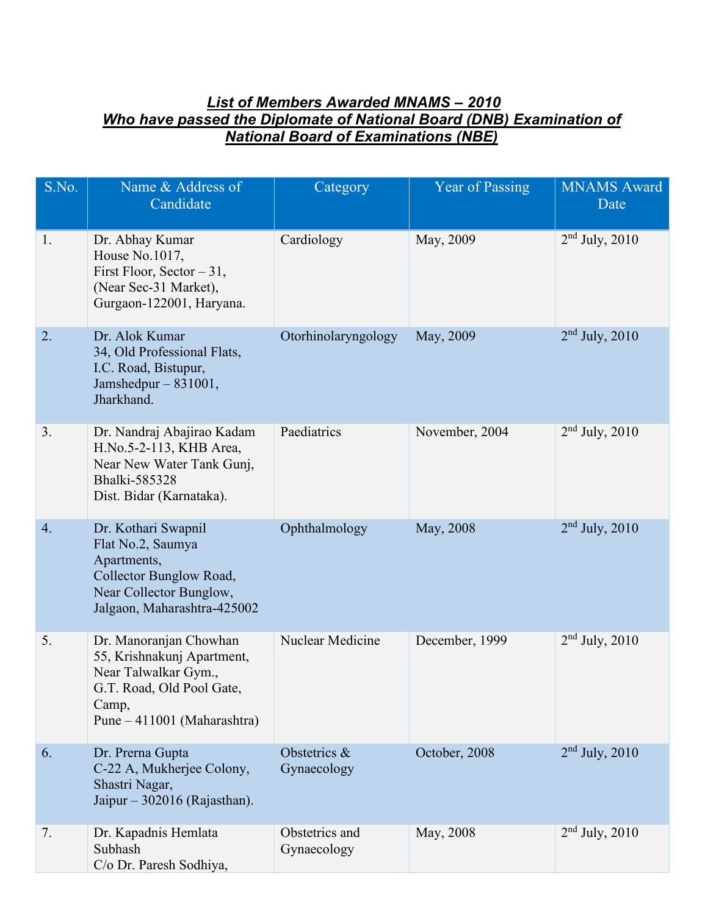# List of Members Awarded MNAMS – 2010
## Who have passed the Diplomate of National Board (DNB) Examination of National Board of Examinations (NBE)

| S.No. | Name & Address of Candidate | Category | Year of Passing | MNAMS Award Date |
|---|---|---|---|---|
| 1. | Dr. Abhay Kumar<br>House No.1017,<br>First Floor, Sector – 31,<br>(Near Sec-31 Market),<br>Gurgaon-122001, Haryana. | Cardiology | May, 2009 | 2nd July, 2010 |
| 2. | Dr. Alok Kumar<br>34, Old Professional Flats,<br>I.C. Road, Bistupur,<br>Jamshedpur – 831001,<br>Jharkhand. | Otorhinolaryngology | May, 2009 | 2nd July, 2010 |
| 3. | Dr. Nandraj Abajirao Kadam<br>H.No.5-2-113, KHB Area,<br>Near New Water Tank Gunj,<br>Bhalki-585328<br>Dist. Bidar (Karnataka). | Paediatrics | November, 2004 | 2nd July, 2010 |
| 4. | Dr. Kothari Swapnil<br>Flat No.2, Saumya Apartments,<br>Collector Bunglow Road,<br>Near Collector Bunglow,<br>Jalgaon, Maharashtra-425002 | Ophthalmology | May, 2008 | 2nd July, 2010 |
| 5. | Dr. Manoranjan Chowhan<br>55, Krishnakunj Apartment,<br>Near Talwalkar Gym.,<br>G.T. Road, Old Pool Gate,<br>Camp,<br>Pune – 411001 (Maharashtra) | Nuclear Medicine | December, 1999 | 2nd July, 2010 |
| 6. | Dr. Prerna Gupta<br>C-22 A, Mukherjee Colony,<br>Shastri Nagar,<br>Jaipur – 302016 (Rajasthan). | Obstetrics & Gynaecology | October, 2008 | 2nd July, 2010 |
| 7. | Dr. Kapadnis Hemlata Subhash<br>C/o Dr. Paresh Sodhiya, | Obstetrics and Gynaecology | May, 2008 | 2nd July, 2010 |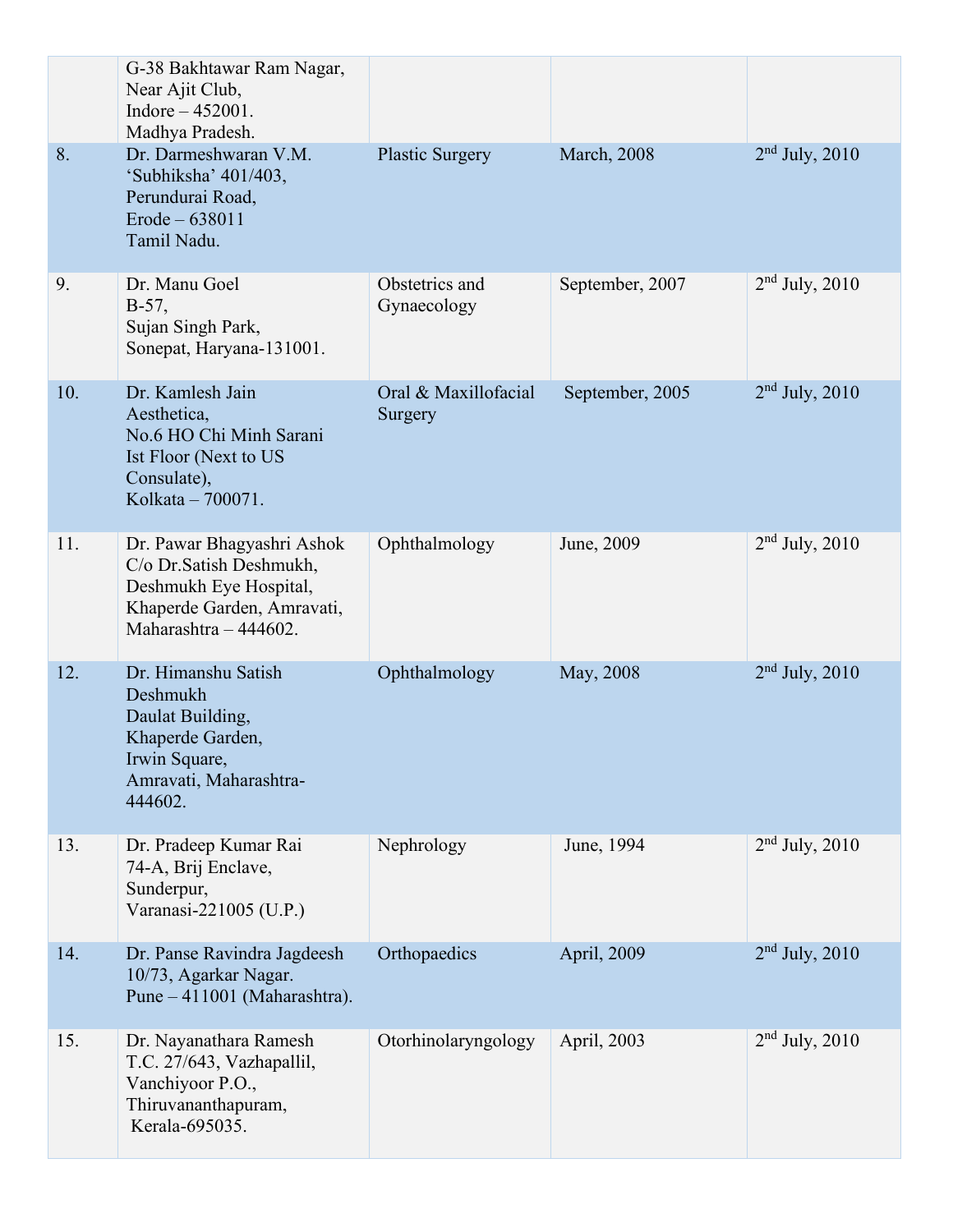| | | | | |
|---|---|---|---|---|
| | G-38 Bakhtawar Ram Nagar, Near Ajit Club, Indore – 452001. Madhya Pradesh. | | | |
| 8. | Dr. Darmeshwaran V.M. ‘Subhiksha’ 401/403, Perundurai Road, Erode – 638011 Tamil Nadu. | Plastic Surgery | March, 2008 | 2nd July, 2010 |
| 9. | Dr. Manu Goel B-57, Sujan Singh Park, Sonepat, Haryana-131001. | Obstetrics and Gynaecology | September, 2007 | 2nd July, 2010 |
| 10. | Dr. Kamlesh Jain Aesthetica, No.6 HO Chi Minh Sarani Ist Floor (Next to US Consulate), Kolkata – 700071. | Oral & Maxillofacial Surgery | September, 2005 | 2nd July, 2010 |
| 11. | Dr. Pawar Bhagyashri Ashok C/o Dr.Satish Deshmukh, Deshmukh Eye Hospital, Khaperde Garden, Amravati, Maharashtra – 444602. | Ophthalmology | June, 2009 | 2nd July, 2010 |
| 12. | Dr. Himanshu Satish Deshmukh Daulat Building, Khaperde Garden, Irwin Square, Amravati, Maharashtra-444602. | Ophthalmology | May, 2008 | 2nd July, 2010 |
| 13. | Dr. Pradeep Kumar Rai 74-A, Brij Enclave, Sunderpur, Varanasi-221005 (U.P.) | Nephrology | June, 1994 | 2nd July, 2010 |
| 14. | Dr. Panse Ravindra Jagdeesh 10/73, Agarkar Nagar. Pune – 411001 (Maharashtra). | Orthopaedics | April, 2009 | 2nd July, 2010 |
| 15. | Dr. Nayanathara Ramesh T.C. 27/643, Vazhapallil, Vanchiyoor P.O., Thiruvananthapuram, Kerala-695035. | Otorhinolaryngology | April, 2003 | 2nd July, 2010 |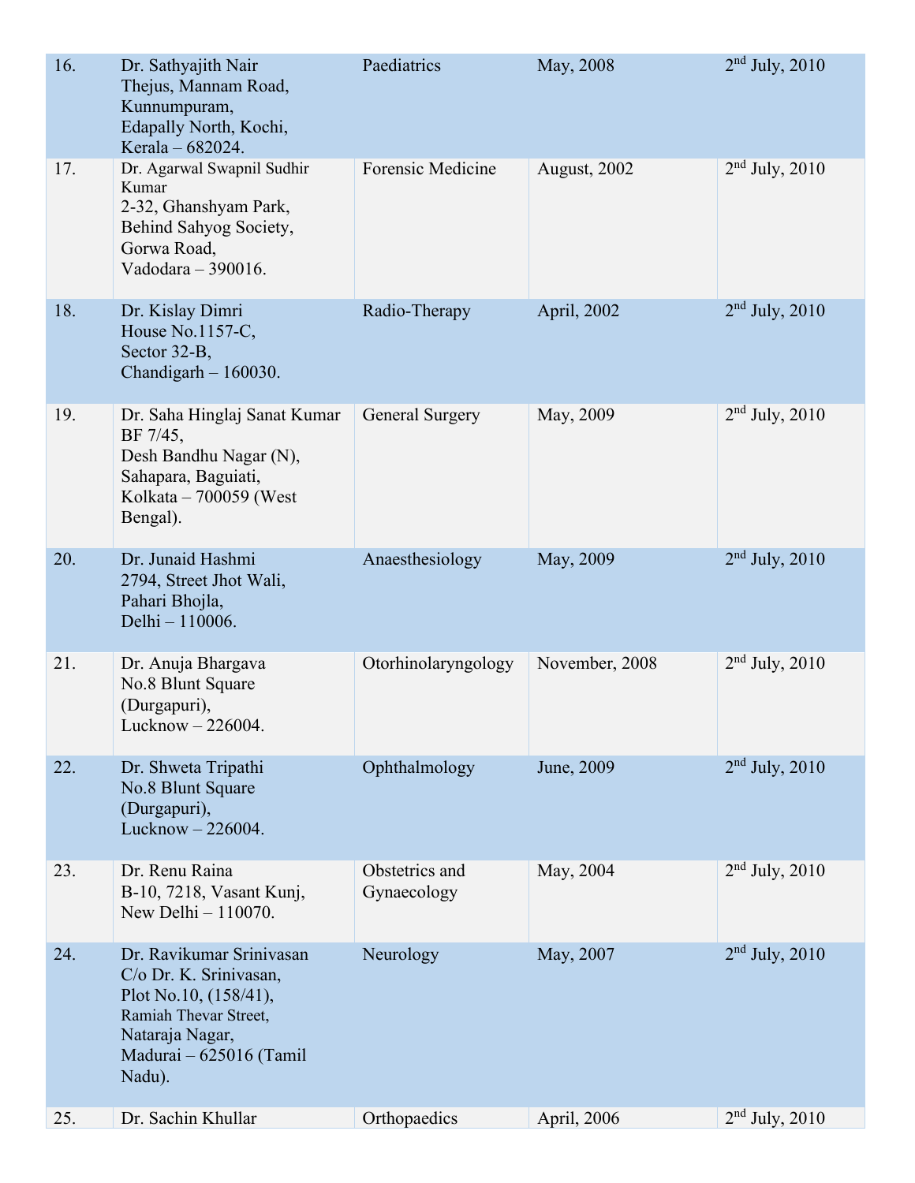| | | | | |
|---|---|---|---|---|
| 16. | Dr. Sathyajith Nair<br>Thejus, Mannam Road,<br>Kunnumpuram,<br>Edapally North, Kochi,<br>Kerala – 682024. | Paediatrics | May, 2008 | 2nd July, 2010 |
| 17. | Dr. Agarwal Swapnil Sudhir Kumar<br>2-32, Ghanshyam Park,<br>Behind Sahyog Society,<br>Gorwa Road,<br>Vadodara – 390016. | Forensic Medicine | August, 2002 | 2nd July, 2010 |
| 18. | Dr. Kislay Dimri<br>House No.1157-C,<br>Sector 32-B,<br>Chandigarh – 160030. | Radio-Therapy | April, 2002 | 2nd July, 2010 |
| 19. | Dr. Saha Hinglaj Sanat Kumar<br>BF 7/45,<br>Desh Bandhu Nagar (N),<br>Sahapara, Baguiati,<br>Kolkata – 700059 (West Bengal). | General Surgery | May, 2009 | 2nd July, 2010 |
| 20. | Dr. Junaid Hashmi<br>2794, Street Jhot Wali,<br>Pahari Bhojla,<br>Delhi – 110006. | Anaesthesiology | May, 2009 | 2nd July, 2010 |
| 21. | Dr. Anuja Bhargava<br>No.8 Blunt Square<br>(Durgapuri),<br>Lucknow – 226004. | Otorhinolaryngology | November, 2008 | 2nd July, 2010 |
| 22. | Dr. Shweta Tripathi<br>No.8 Blunt Square<br>(Durgapuri),<br>Lucknow – 226004. | Ophthalmology | June, 2009 | 2nd July, 2010 |
| 23. | Dr. Renu Raina<br>B-10, 7218, Vasant Kunj,<br>New Delhi – 110070. | Obstetrics and Gynaecology | May, 2004 | 2nd July, 2010 |
| 24. | Dr. Ravikumar Srinivasan<br>C/o Dr. K. Srinivasan,<br>Plot No.10, (158/41),<br>Ramiah Thevar Street,<br>Nataraja Nagar,<br>Madurai – 625016 (Tamil Nadu). | Neurology | May, 2007 | 2nd July, 2010 |
| 25. | Dr. Sachin Khullar | Orthopaedics | April, 2006 | 2nd July, 2010 |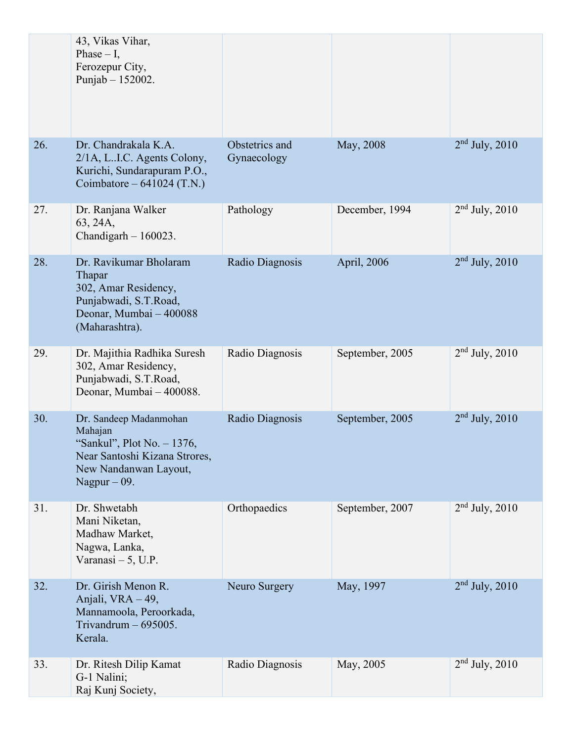| | | | | |
|---|---|---|---|---|
| | 43, Vikas Vihar, Phase – I, Ferozepur City, Punjab – 152002. | | | |
| 26. | Dr. Chandrakala K.A. 2/1A, L..I.C. Agents Colony, Kurichi, Sundarapuram P.O., Coimbatore – 641024 (T.N.) | Obstetrics and Gynaecology | May, 2008 | 2nd July, 2010 |
| 27. | Dr. Ranjana Walker 63, 24A, Chandigarh – 160023. | Pathology | December, 1994 | 2nd July, 2010 |
| 28. | Dr. Ravikumar Bholaram Thapar 302, Amar Residency, Punjabwadi, S.T.Road, Deonar, Mumbai – 400088 (Maharashtra). | Radio Diagnosis | April, 2006 | 2nd July, 2010 |
| 29. | Dr. Majithia Radhika Suresh 302, Amar Residency, Punjabwadi, S.T.Road, Deonar, Mumbai – 400088. | Radio Diagnosis | September, 2005 | 2nd July, 2010 |
| 30. | Dr. Sandeep Madanmohan Mahajan "Sankul", Plot No. – 1376, Near Santoshi Kizana Strores, New Nandanwan Layout, Nagpur – 09. | Radio Diagnosis | September, 2005 | 2nd July, 2010 |
| 31. | Dr. Shwetabh Mani Niketan, Madhaw Market, Nagwa, Lanka, Varanasi – 5, U.P. | Orthopaedics | September, 2007 | 2nd July, 2010 |
| 32. | Dr. Girish Menon R. Anjali, VRA – 49, Mannamoola, Peroorkada, Trivandrum – 695005. Kerala. | Neuro Surgery | May, 1997 | 2nd July, 2010 |
| 33. | Dr. Ritesh Dilip Kamat G-1 Nalini; Raj Kunj Society, | Radio Diagnosis | May, 2005 | 2nd July, 2010 |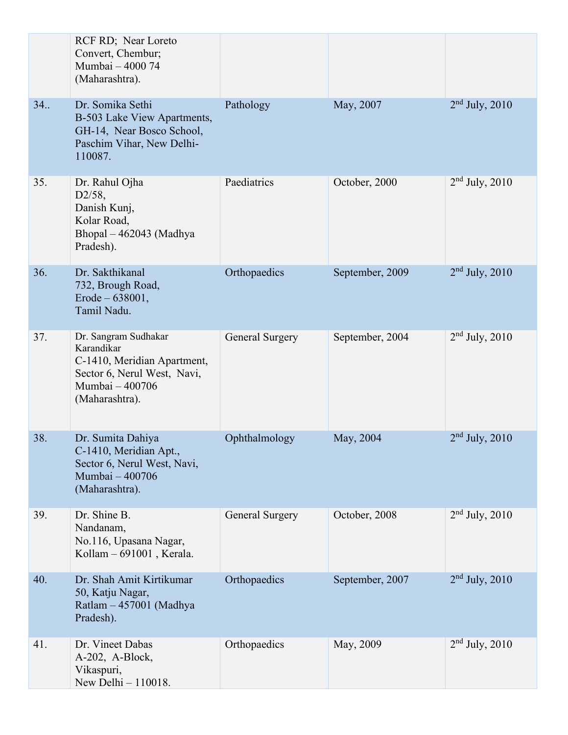| | | | | |
|---|---|---|---|---|
| | RCF RD; Near Loreto Convert, Chembur; Mumbai – 4000 74 (Maharashtra). | | | |
| 34.. | Dr. Somika Sethi B-503 Lake View Apartments, GH-14, Near Bosco School, Paschim Vihar, New Delhi-110087. | Pathology | May, 2007 | 2nd July, 2010 |
| 35. | Dr. Rahul Ojha D2/58, Danish Kunj, Kolar Road, Bhopal – 462043 (Madhya Pradesh). | Paediatrics | October, 2000 | 2nd July, 2010 |
| 36. | Dr. Sakthikanal 732, Brough Road, Erode – 638001, Tamil Nadu. | Orthopaedics | September, 2009 | 2nd July, 2010 |
| 37. | Dr. Sangram Sudhakar Karandikar C-1410, Meridian Apartment, Sector 6, Nerul West, Navi, Mumbai – 400706 (Maharashtra). | General Surgery | September, 2004 | 2nd July, 2010 |
| 38. | Dr. Sumita Dahiya C-1410, Meridian Apt., Sector 6, Nerul West, Navi, Mumbai – 400706 (Maharashtra). | Ophthalmology | May, 2004 | 2nd July, 2010 |
| 39. | Dr. Shine B. Nandanam, No.116, Upasana Nagar, Kollam – 691001 , Kerala. | General Surgery | October, 2008 | 2nd July, 2010 |
| 40. | Dr. Shah Amit Kirtikumar 50, Katju Nagar, Ratlam – 457001 (Madhya Pradesh). | Orthopaedics | September, 2007 | 2nd July, 2010 |
| 41. | Dr. Vineet Dabas A-202, A-Block, Vikaspuri, New Delhi – 110018. | Orthopaedics | May, 2009 | 2nd July, 2010 |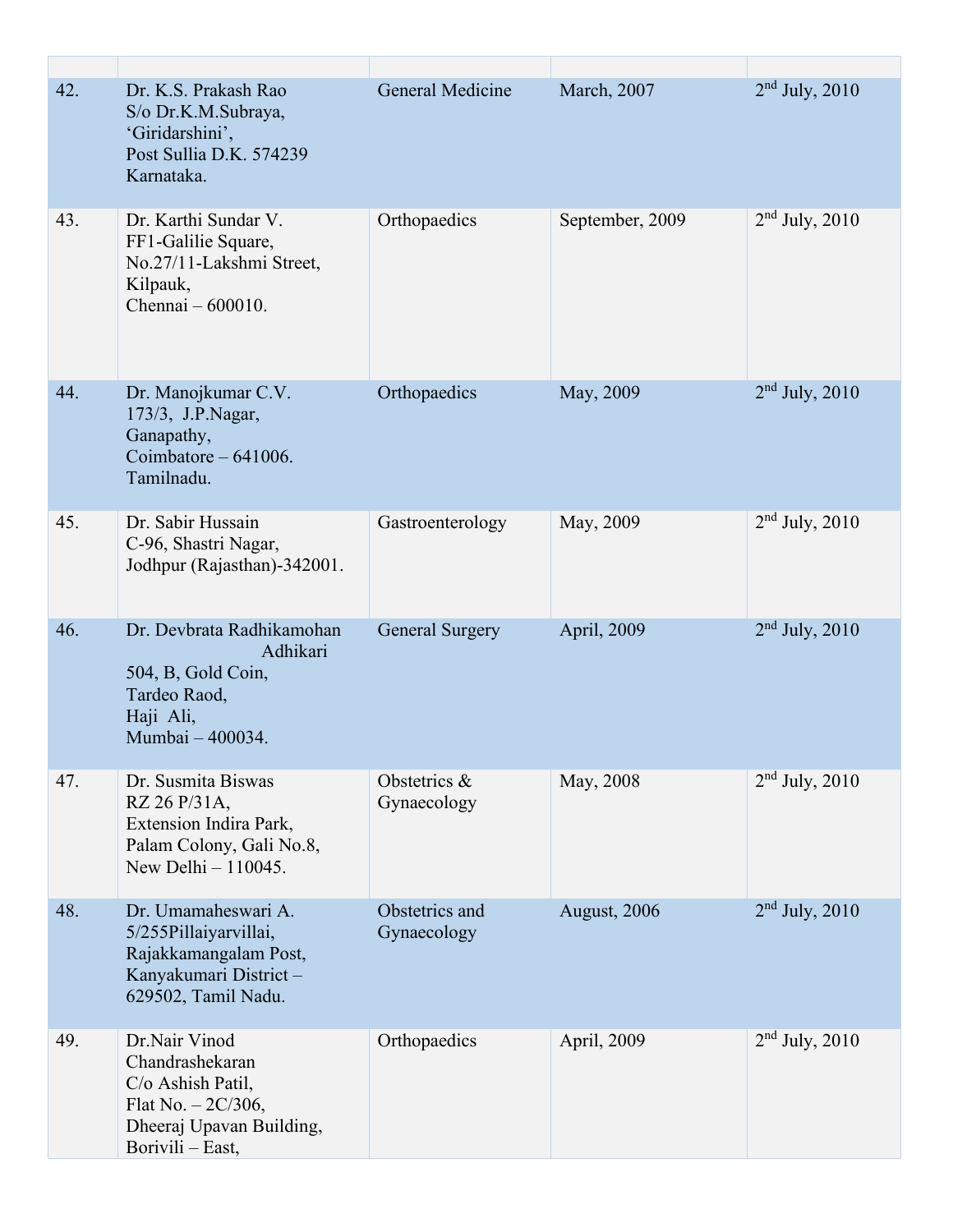| | | | | |
|---|---|---|---|---|
| 42. | Dr. K.S. Prakash Rao S/o Dr.K.M.Subraya, 'Giridarshini', Post Sullia D.K. 574239 Karnataka. | General Medicine | March, 2007 | 2nd July, 2010 |
| 43. | Dr. Karthi Sundar V. FF1-Galilie Square, No.27/11-Lakshmi Street, Kilpauk, Chennai – 600010. | Orthopaedics | September, 2009 | 2nd July, 2010 |
| 44. | Dr. Manojkumar C.V. 173/3, J.P.Nagar, Ganapathy, Coimbatore – 641006. Tamilnadu. | Orthopaedics | May, 2009 | 2nd July, 2010 |
| 45. | Dr. Sabir Hussain C-96, Shastri Nagar, Jodhpur (Rajasthan)-342001. | Gastroenterology | May, 2009 | 2nd July, 2010 |
| 46. | Dr. Devbrata Radhikamohan Adhikari 504, B, Gold Coin, Tardeo Raod, Haji Ali, Mumbai – 400034. | General Surgery | April, 2009 | 2nd July, 2010 |
| 47. | Dr. Susmita Biswas RZ 26 P/31A, Extension Indira Park, Palam Colony, Gali No.8, New Delhi – 110045. | Obstetrics & Gynaecology | May, 2008 | 2nd July, 2010 |
| 48. | Dr. Umamaheswari A. 5/255Pillaiyarvillai, Rajakkamangalam Post, Kanyakumari District – 629502, Tamil Nadu. | Obstetrics and Gynaecology | August, 2006 | 2nd July, 2010 |
| 49. | Dr.Nair Vinod Chandrashekaran C/o Ashish Patil, Flat No. – 2C/306, Dheeraj Upavan Building, Borivili – East, | Orthopaedics | April, 2009 | 2nd July, 2010 |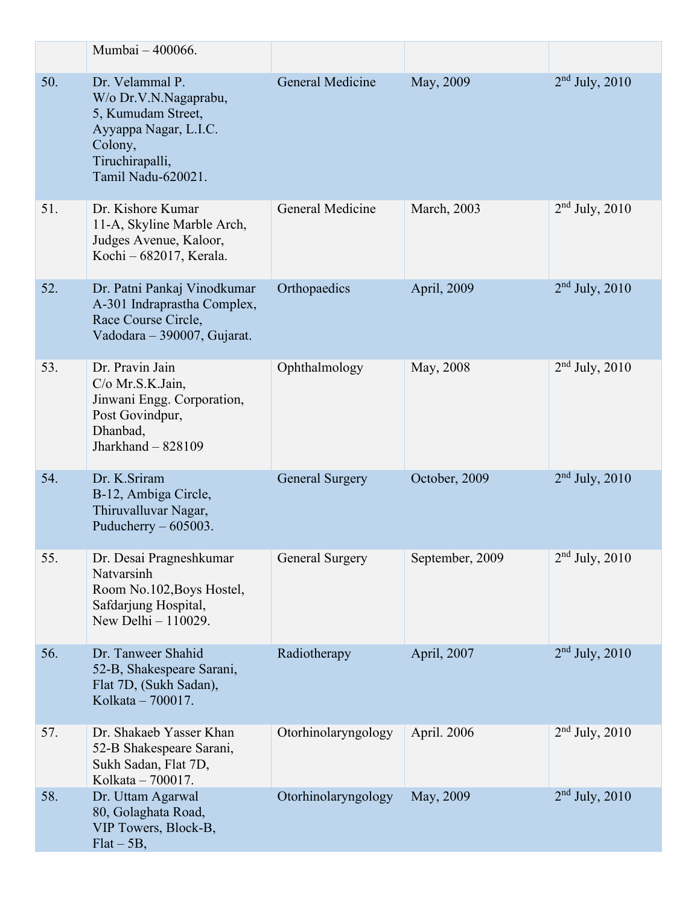|  |  |  |  |  |
|---|---|---|---|---|
|  | Mumbai – 400066. |  |  |  |
| 50. | Dr. Velammal P.<br>W/o Dr.V.N.Nagaprabu,<br>5, Kumudam Street,<br>Ayyappa Nagar, L.I.C. Colony,<br>Tiruchirapalli,<br>Tamil Nadu-620021. | General Medicine | May, 2009 | 2nd July, 2010 |
| 51. | Dr. Kishore Kumar<br>11-A, Skyline Marble Arch,<br>Judges Avenue, Kaloor,<br>Kochi – 682017, Kerala. | General Medicine | March, 2003 | 2nd July, 2010 |
| 52. | Dr. Patni Pankaj Vinodkumar<br>A-301 Indraprastha Complex,<br>Race Course Circle,<br>Vadodara – 390007, Gujarat. | Orthopaedics | April, 2009 | 2nd July, 2010 |
| 53. | Dr. Pravin Jain<br>C/o Mr.S.K.Jain,<br>Jinwani Engg. Corporation,<br>Post Govindpur,<br>Dhanbad,<br>Jharkhand – 828109 | Ophthalmology | May, 2008 | 2nd July, 2010 |
| 54. | Dr. K.Sriram<br>B-12, Ambiga Circle,<br>Thiruvalluvar Nagar,<br>Puducherry – 605003. | General Surgery | October, 2009 | 2nd July, 2010 |
| 55. | Dr. Desai Pragneshkumar Natvarsinh<br>Room No.102,Boys Hostel,<br>Safdarjung Hospital,<br>New Delhi – 110029. | General Surgery | September, 2009 | 2nd July, 2010 |
| 56. | Dr. Tanweer Shahid<br>52-B, Shakespeare Sarani,<br>Flat 7D, (Sukh Sadan),<br>Kolkata – 700017. | Radiotherapy | April, 2007 | 2nd July, 2010 |
| 57. | Dr. Shakaeb Yasser Khan<br>52-B Shakespeare Sarani,<br>Sukh Sadan, Flat 7D,<br>Kolkata – 700017. | Otorhinolaryngology | April. 2006 | 2nd July, 2010 |
| 58. | Dr. Uttam Agarwal<br>80, Golaghata Road,<br>VIP Towers, Block-B,<br>Flat – 5B, | Otorhinolaryngology | May, 2009 | 2nd July, 2010 |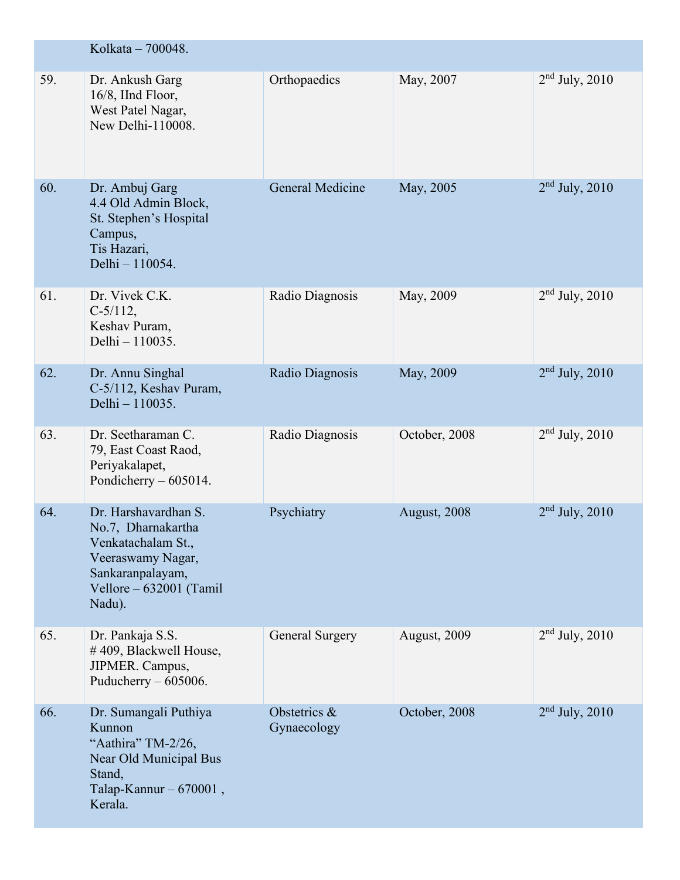| | | | | |
|---|---|---|---|---|
| | Kolkata – 700048. | | | |
| 59. | Dr. Ankush Garg<br>16/8, IInd Floor,<br>West Patel Nagar,<br>New Delhi-110008. | Orthopaedics | May, 2007 | 2nd July, 2010 |
| 60. | Dr. Ambuj Garg<br>4.4 Old Admin Block,<br>St. Stephen's Hospital Campus,<br>Tis Hazari,<br>Delhi – 110054. | General Medicine | May, 2005 | 2nd July, 2010 |
| 61. | Dr. Vivek C.K.<br>C-5/112,<br>Keshav Puram,<br>Delhi – 110035. | Radio Diagnosis | May, 2009 | 2nd July, 2010 |
| 62. | Dr. Annu Singhal<br>C-5/112, Keshav Puram,<br>Delhi – 110035. | Radio Diagnosis | May, 2009 | 2nd July, 2010 |
| 63. | Dr. Seetharaman C.<br>79, East Coast Raod,<br>Periyakalapet,<br>Pondicherry – 605014. | Radio Diagnosis | October, 2008 | 2nd July, 2010 |
| 64. | Dr. Harshavardhan S.<br>No.7, Dharnakartha Venkatachalam St.,<br>Veeraswamy Nagar,<br>Sankaranpalayam,<br>Vellore – 632001 (Tamil Nadu). | Psychiatry | August, 2008 | 2nd July, 2010 |
| 65. | Dr. Pankaja S.S.<br># 409, Blackwell House,<br>JIPMER. Campus,<br>Puducherry – 605006. | General Surgery | August, 2009 | 2nd July, 2010 |
| 66. | Dr. Sumangali Puthiya Kunnon<br>"Aathira" TM-2/26,<br>Near Old Municipal Bus Stand,<br>Talap-Kannur – 670001 , Kerala. | Obstetrics & Gynaecology | October, 2008 | 2nd July, 2010 |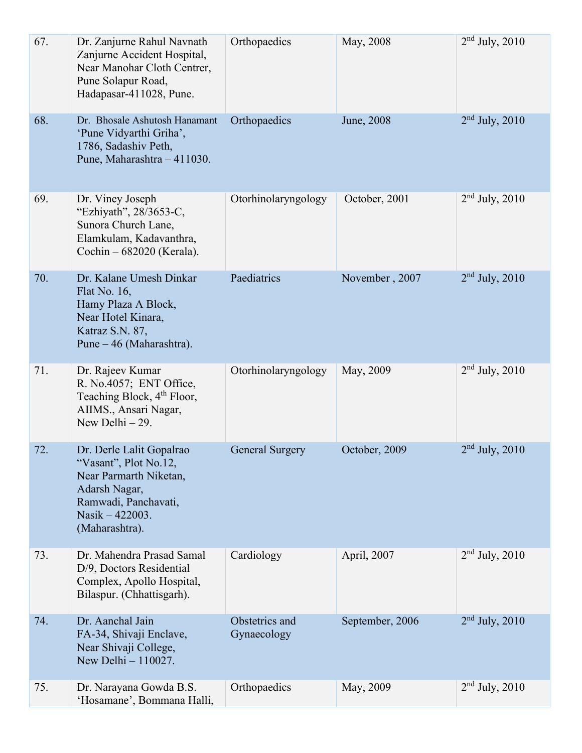| 67. | Dr. Zanjurne Rahul Navnath Zanjurne Accident Hospital, Near Manohar Cloth Centre, Pune Solapur Road, Hadapasar-411028, Pune. | Orthopaedics | May, 2008 | 2nd July, 2010 |
|---|---|---|---|---|
| 68. | Dr. Bhosale Ashutosh Hanamant 'Pune Vidyarthi Griha', 1786, Sadashiv Peth, Pune, Maharashtra – 411030. | Orthopaedics | June, 2008 | 2nd July, 2010 |
| 69. | Dr. Viney Joseph "Ezhiyath", 28/3653-C, Sunora Church Lane, Elamkulam, Kadavanthra, Cochin – 682020 (Kerala). | Otorhinolaryngology | October, 2001 | 2nd July, 2010 |
| 70. | Dr. Kalane Umesh Dinkar Flat No. 16, Hamy Plaza A Block, Near Hotel Kinara, Katraz S.N. 87, Pune – 46 (Maharashtra). | Paediatrics | November , 2007 | 2nd July, 2010 |
| 71. | Dr. Rajeev Kumar R. No.4057; ENT Office, Teaching Block, 4th Floor, AIIMS., Ansari Nagar, New Delhi – 29. | Otorhinolaryngology | May, 2009 | 2nd July, 2010 |
| 72. | Dr. Derle Lalit Gopalrao "Vasant", Plot No.12, Near Parmarth Niketan, Adarsh Nagar, Ramwadi, Panchavati, Nasik – 422003. (Maharashtra). | General Surgery | October, 2009 | 2nd July, 2010 |
| 73. | Dr. Mahendra Prasad Samal D/9, Doctors Residential Complex, Apollo Hospital, Bilaspur. (Chhattisgarh). | Cardiology | April, 2007 | 2nd July, 2010 |
| 74. | Dr. Aanchal Jain FA-34, Shivaji Enclave, Near Shivaji College, New Delhi – 110027. | Obstetrics and Gynaecology | September, 2006 | 2nd July, 2010 |
| 75. | Dr. Narayana Gowda B.S. 'Hosamane', Bommana Halli, | Orthopaedics | May, 2009 | 2nd July, 2010 |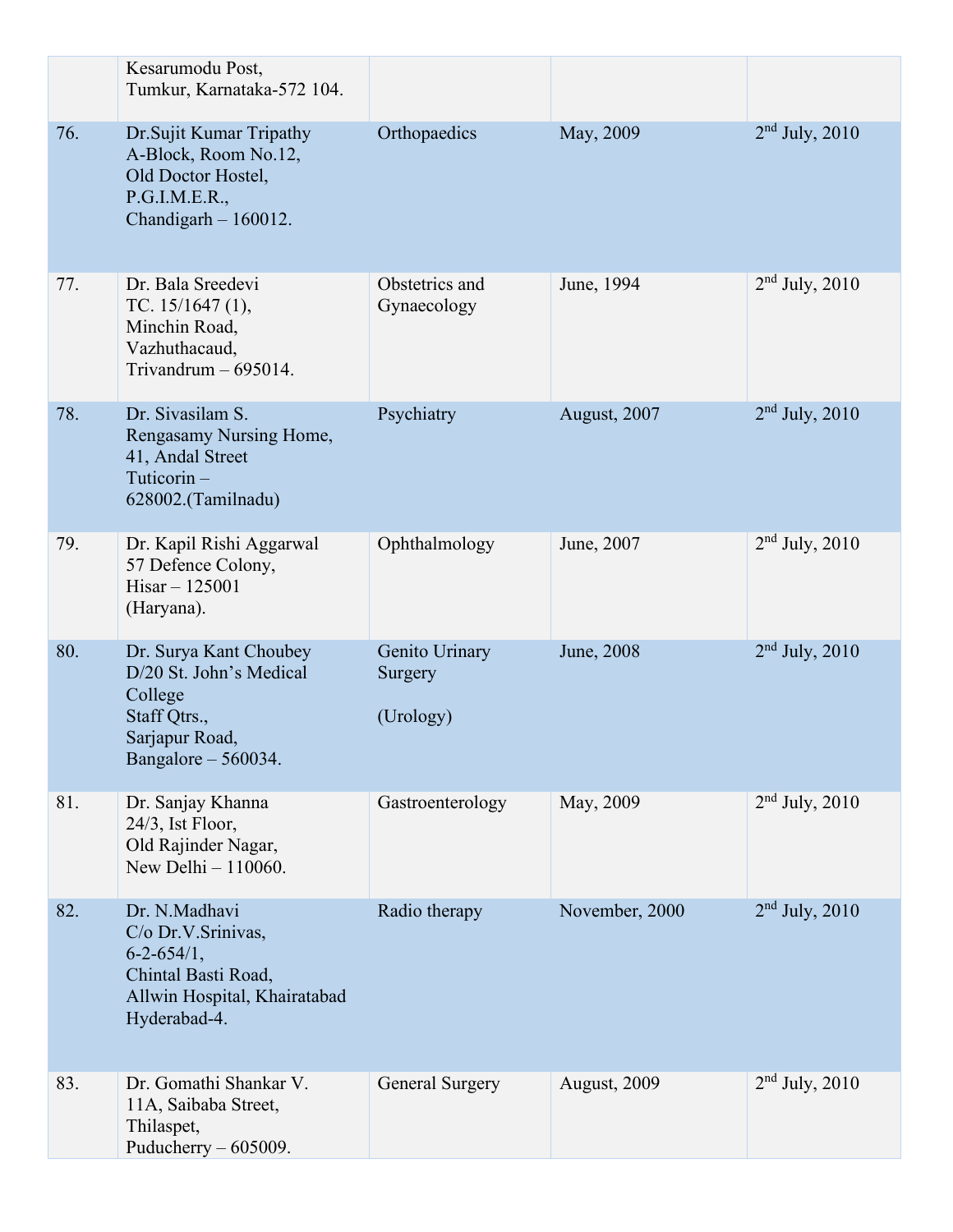|  |  |  |  |  |
|---|---|---|---|---|
|  | Kesarumodu Post, Tumkur, Karnataka-572 104. |  |  |  |
| 76. | Dr.Sujit Kumar Tripathy A-Block, Room No.12, Old Doctor Hostel, P.G.I.M.E.R., Chandigarh – 160012. | Orthopaedics | May, 2009 | 2nd July, 2010 |
| 77. | Dr. Bala Sreedevi TC. 15/1647 (1), Minchin Road, Vazhuthacaud, Trivandrum – 695014. | Obstetrics and Gynaecology | June, 1994 | 2nd July, 2010 |
| 78. | Dr. Sivasilam S. Rengasamy Nursing Home, 41, Andal Street Tuticorin – 628002.(Tamilnadu) | Psychiatry | August, 2007 | 2nd July, 2010 |
| 79. | Dr. Kapil Rishi Aggarwal 57 Defence Colony, Hisar – 125001 (Haryana). | Ophthalmology | June, 2007 | 2nd July, 2010 |
| 80. | Dr. Surya Kant Choubey D/20 St. John's Medical College Staff Qtrs., Sarjapur Road, Bangalore – 560034. | Genito Urinary Surgery (Urology) | June, 2008 | 2nd July, 2010 |
| 81. | Dr. Sanjay Khanna 24/3, Ist Floor, Old Rajinder Nagar, New Delhi – 110060. | Gastroenterology | May, 2009 | 2nd July, 2010 |
| 82. | Dr. N.Madhavi C/o Dr.V.Srinivas, 6-2-654/1, Chintal Basti Road, Allwin Hospital, Khairatabad Hyderabad-4. | Radio therapy | November, 2000 | 2nd July, 2010 |
| 83. | Dr. Gomathi Shankar V. 11A, Saibaba Street, Thilaspet, Puducherry – 605009. | General Surgery | August, 2009 | 2nd July, 2010 |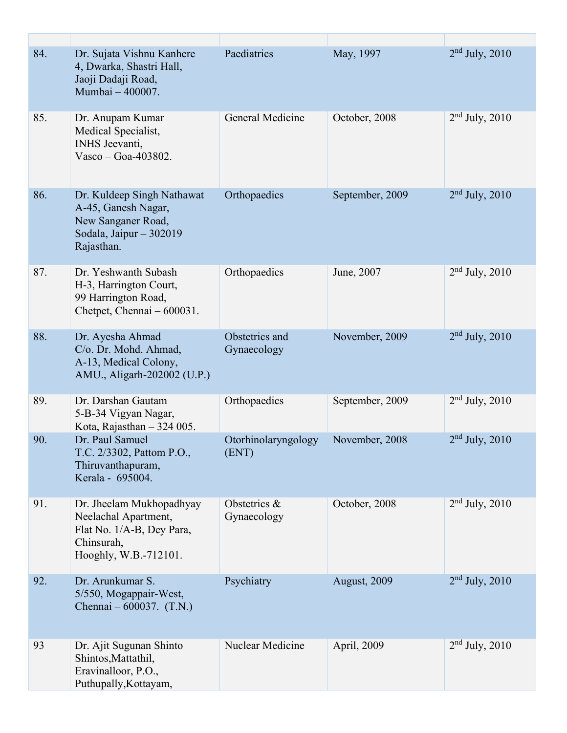| | | | | |
|---|---|---|---|---|
| 84. | Dr. Sujata Vishnu Kanhere<br>4, Dwarka, Shastri Hall,<br>Jaoji Dadaji Road,<br>Mumbai – 400007. | Paediatrics | May, 1997 | 2nd July, 2010 |
| 85. | Dr. Anupam Kumar<br>Medical Specialist,<br>INHS Jeevanti,<br>Vasco – Goa-403802. | General Medicine | October, 2008 | 2nd July, 2010 |
| 86. | Dr. Kuldeep Singh Nathawat<br>A-45, Ganesh Nagar,<br>New Sanganer Road,<br>Sodala, Jaipur – 302019<br>Rajasthan. | Orthopaedics | September, 2009 | 2nd July, 2010 |
| 87. | Dr. Yeshwanth Subash<br>H-3, Harrington Court,<br>99 Harrington Road,<br>Chetpet, Chennai – 600031. | Orthopaedics | June, 2007 | 2nd July, 2010 |
| 88. | Dr. Ayesha Ahmad<br>C/o. Dr. Mohd. Ahmad,<br>A-13, Medical Colony,<br>AMU., Aligarh-202002 (U.P.) | Obstetrics and Gynaecology | November, 2009 | 2nd July, 2010 |
| 89. | Dr. Darshan Gautam<br>5-B-34 Vigyan Nagar,<br>Kota, Rajasthan – 324 005. | Orthopaedics | September, 2009 | 2nd July, 2010 |
| 90. | Dr. Paul Samuel<br>T.C. 2/3302, Pattom P.O.,<br>Thiruvanthapuram,<br>Kerala - 695004. | Otorhinolaryngology (ENT) | November, 2008 | 2nd July, 2010 |
| 91. | Dr. Jheelam Mukhopadhyay<br>Neelachal Apartment,<br>Flat No. 1/A-B, Dey Para,<br>Chinsurah,<br>Hooghly, W.B.-712101. | Obstetrics & Gynaecology | October, 2008 | 2nd July, 2010 |
| 92. | Dr. Arunkumar S.<br>5/550, Mogappair-West,<br>Chennai – 600037. (T.N.) | Psychiatry | August, 2009 | 2nd July, 2010 |
| 93 | Dr. Ajit Sugunan Shinto<br>Shintos,Mattathil,<br>Eravinalloor, P.O.,<br>Puthupally,Kottayam, | Nuclear Medicine | April, 2009 | 2nd July, 2010 |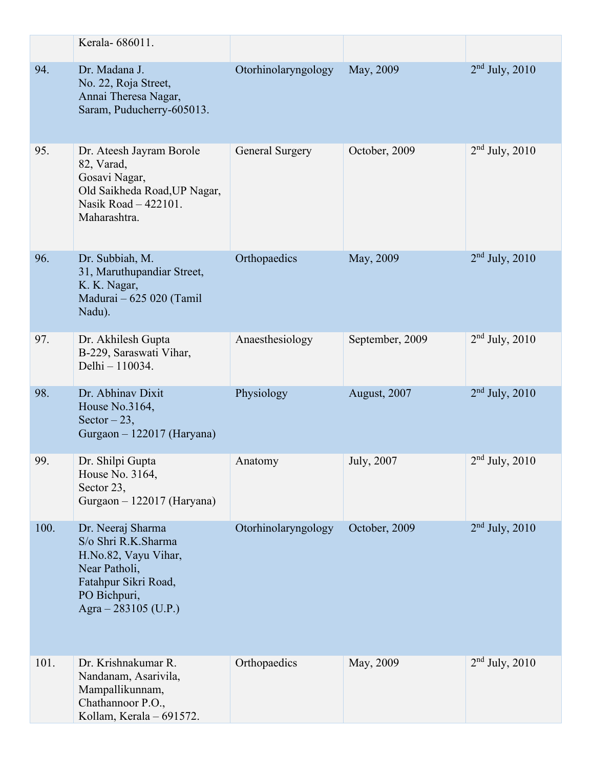|  |  |  |  |  |
|---|---|---|---|---|
|  | Kerala- 686011. |  |  |  |
| 94. | Dr. Madana J.<br>No. 22, Roja Street,<br>Annai Theresa Nagar,<br>Saram, Puducherry-605013. | Otorhinolaryngology | May, 2009 | 2nd July, 2010 |
| 95. | Dr. Ateesh Jayram Borole<br>82, Varad,<br>Gosavi Nagar,<br>Old Saikheda Road,UP Nagar,<br>Nasik Road – 422101.<br>Maharashtra. | General Surgery | October, 2009 | 2nd July, 2010 |
| 96. | Dr. Subbiah, M.<br>31, Maruthupandiar Street,<br>K. K. Nagar,<br>Madurai – 625 020 (Tamil Nadu). | Orthopaedics | May, 2009 | 2nd July, 2010 |
| 97. | Dr. Akhilesh Gupta<br>B-229, Saraswati Vihar,<br>Delhi – 110034. | Anaesthesiology | September, 2009 | 2nd July, 2010 |
| 98. | Dr. Abhinav Dixit<br>House No.3164,<br>Sector – 23,<br>Gurgaon – 122017 (Haryana) | Physiology | August, 2007 | 2nd July, 2010 |
| 99. | Dr. Shilpi Gupta<br>House No. 3164,<br>Sector 23,<br>Gurgaon – 122017 (Haryana) | Anatomy | July, 2007 | 2nd July, 2010 |
| 100. | Dr. Neeraj Sharma<br>S/o Shri R.K.Sharma<br>H.No.82, Vayu Vihar,<br>Near Patholi,<br>Fatahpur Sikri Road,<br>PO Bichpuri,<br>Agra – 283105 (U.P.) | Otorhinolaryngology | October, 2009 | 2nd July, 2010 |
| 101. | Dr. Krishnakumar R.<br>Nandanam, Asarivila,<br>Mampallikunnam,<br>Chathannoor P.O.,<br>Kollam, Kerala – 691572. | Orthopaedics | May, 2009 | 2nd July, 2010 |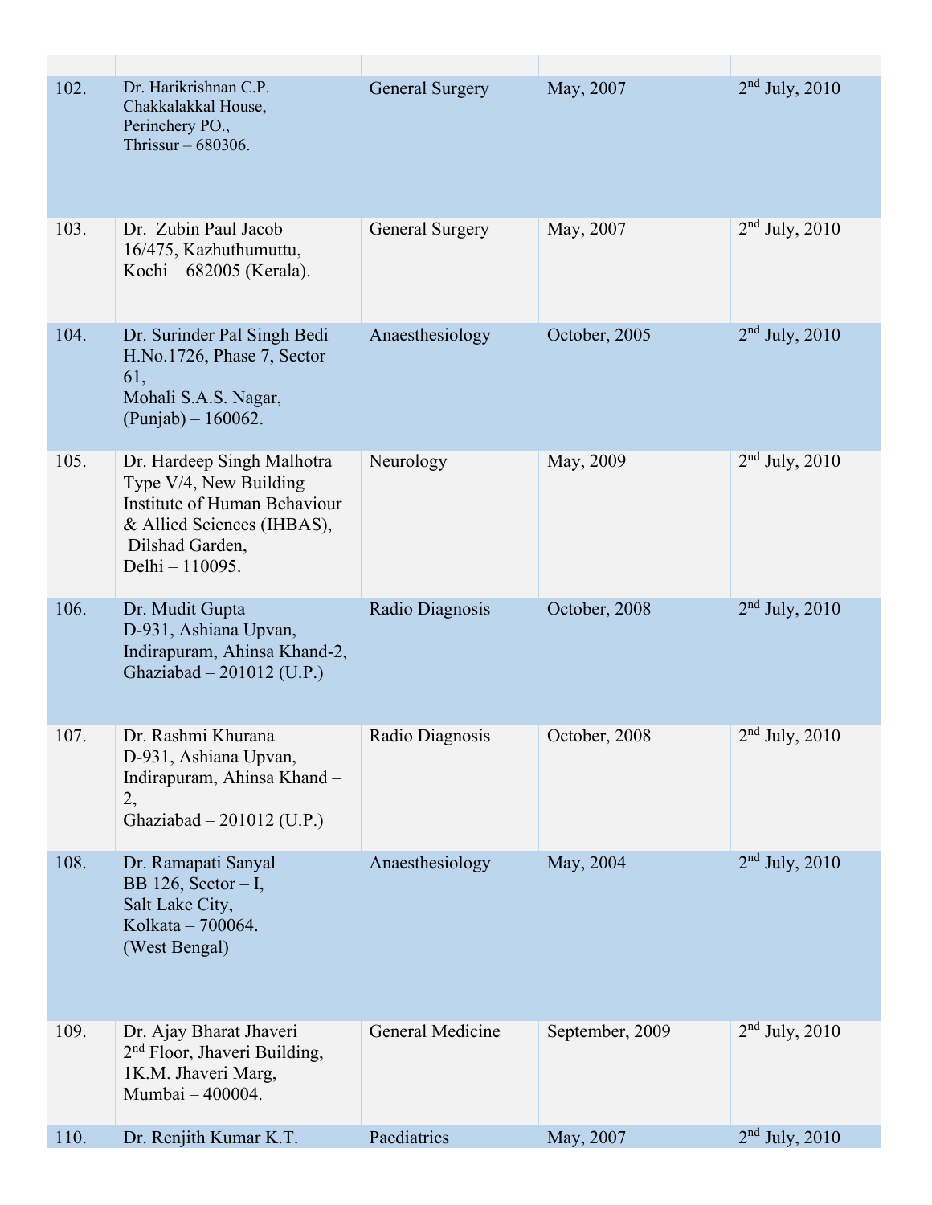|  |  |  |  |  |
|---|---|---|---|---|
| 102. | Dr. Harikrishnan C.P.<br>Chakkalakkal House,<br>Perinchery PO.,<br>Thrissur – 680306. | General Surgery | May, 2007 | 2nd July, 2010 |
| 103. | Dr. Zubin Paul Jacob<br>16/475, Kazhuthumuttu,<br>Kochi – 682005 (Kerala). | General Surgery | May, 2007 | 2nd July, 2010 |
| 104. | Dr. Surinder Pal Singh Bedi<br>H.No.1726, Phase 7, Sector 61,<br>Mohali S.A.S. Nagar,<br>(Punjab) – 160062. | Anaesthesiology | October, 2005 | 2nd July, 2010 |
| 105. | Dr. Hardeep Singh Malhotra<br>Type V/4, New Building<br>Institute of Human Behaviour & Allied Sciences (IHBAS),<br>Dilshad Garden,<br>Delhi – 110095. | Neurology | May, 2009 | 2nd July, 2010 |
| 106. | Dr. Mudit Gupta<br>D-931, Ashiana Upvan,<br>Indirapuram, Ahinsa Khand-2,<br>Ghaziabad – 201012 (U.P.) | Radio Diagnosis | October, 2008 | 2nd July, 2010 |
| 107. | Dr. Rashmi Khurana<br>D-931, Ashiana Upvan,<br>Indirapuram, Ahinsa Khand – 2,<br>Ghaziabad – 201012 (U.P.) | Radio Diagnosis | October, 2008 | 2nd July, 2010 |
| 108. | Dr. Ramapati Sanyal<br>BB 126, Sector – I,<br>Salt Lake City,<br>Kolkata – 700064.<br>(West Bengal) | Anaesthesiology | May, 2004 | 2nd July, 2010 |
| 109. | Dr. Ajay Bharat Jhaveri<br>2nd Floor, Jhaveri Building,<br>1K.M. Jhaveri Marg,<br>Mumbai – 400004. | General Medicine | September, 2009 | 2nd July, 2010 |
| 110. | Dr. Renjith Kumar K.T. | Paediatrics | May, 2007 | 2nd July, 2010 |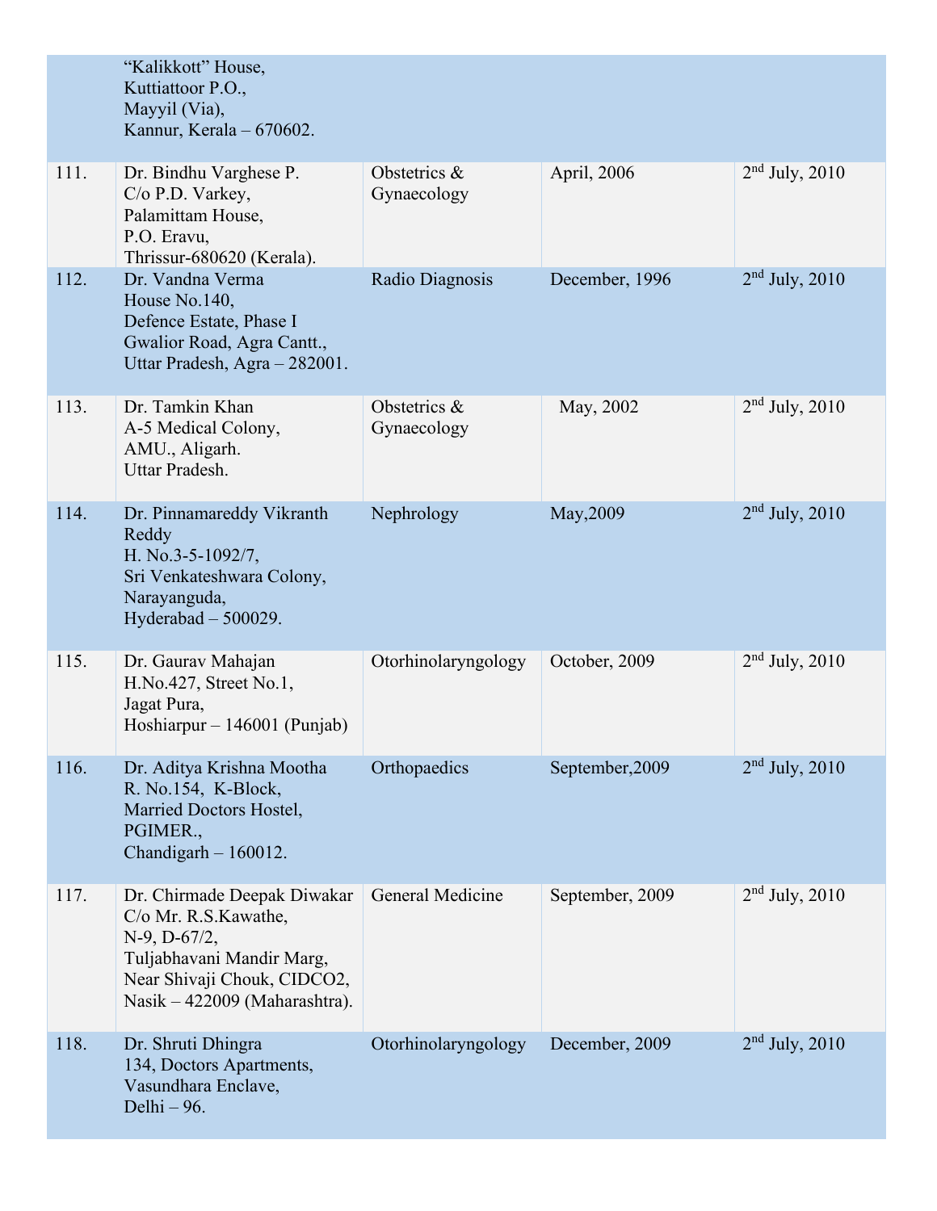| | | | | |
|---|---|---|---|---|
| | "Kalikkott" House, Kuttiattoor P.O., Mayyil (Via), Kannur, Kerala – 670602. | | | |
| 111. | Dr. Bindhu Varghese P. C/o P.D. Varkey, Palamittam House, P.O. Eravu, Thrissur-680620 (Kerala). | Obstetrics & Gynaecology | April, 2006 | 2nd July, 2010 |
| 112. | Dr. Vandna Verma House No.140, Defence Estate, Phase I Gwalior Road, Agra Cantt., Uttar Pradesh, Agra – 282001. | Radio Diagnosis | December, 1996 | 2nd July, 2010 |
| 113. | Dr. Tamkin Khan A-5 Medical Colony, AMU., Aligarh. Uttar Pradesh. | Obstetrics & Gynaecology | May, 2002 | 2nd July, 2010 |
| 114. | Dr. Pinnamareddy Vikranth Reddy H. No.3-5-1092/7, Sri Venkateshwara Colony, Narayanguda, Hyderabad – 500029. | Nephrology | May,2009 | 2nd July, 2010 |
| 115. | Dr. Gaurav Mahajan H.No.427, Street No.1, Jagat Pura, Hoshiarpur – 146001 (Punjab) | Otorhinolaryngology | October, 2009 | 2nd July, 2010 |
| 116. | Dr. Aditya Krishna Mootha R. No.154, K-Block, Married Doctors Hostel, PGIMER., Chandigarh – 160012. | Orthopaedics | September,2009 | 2nd July, 2010 |
| 117. | Dr. Chirmade Deepak Diwakar C/o Mr. R.S.Kawathe, N-9, D-67/2, Tuljabhavani Mandir Marg, Near Shivaji Chouk, CIDCO2, Nasik – 422009 (Maharashtra). | General Medicine | September, 2009 | 2nd July, 2010 |
| 118. | Dr. Shruti Dhingra 134, Doctors Apartments, Vasundhara Enclave, Delhi – 96. | Otorhinolaryngology | December, 2009 | 2nd July, 2010 |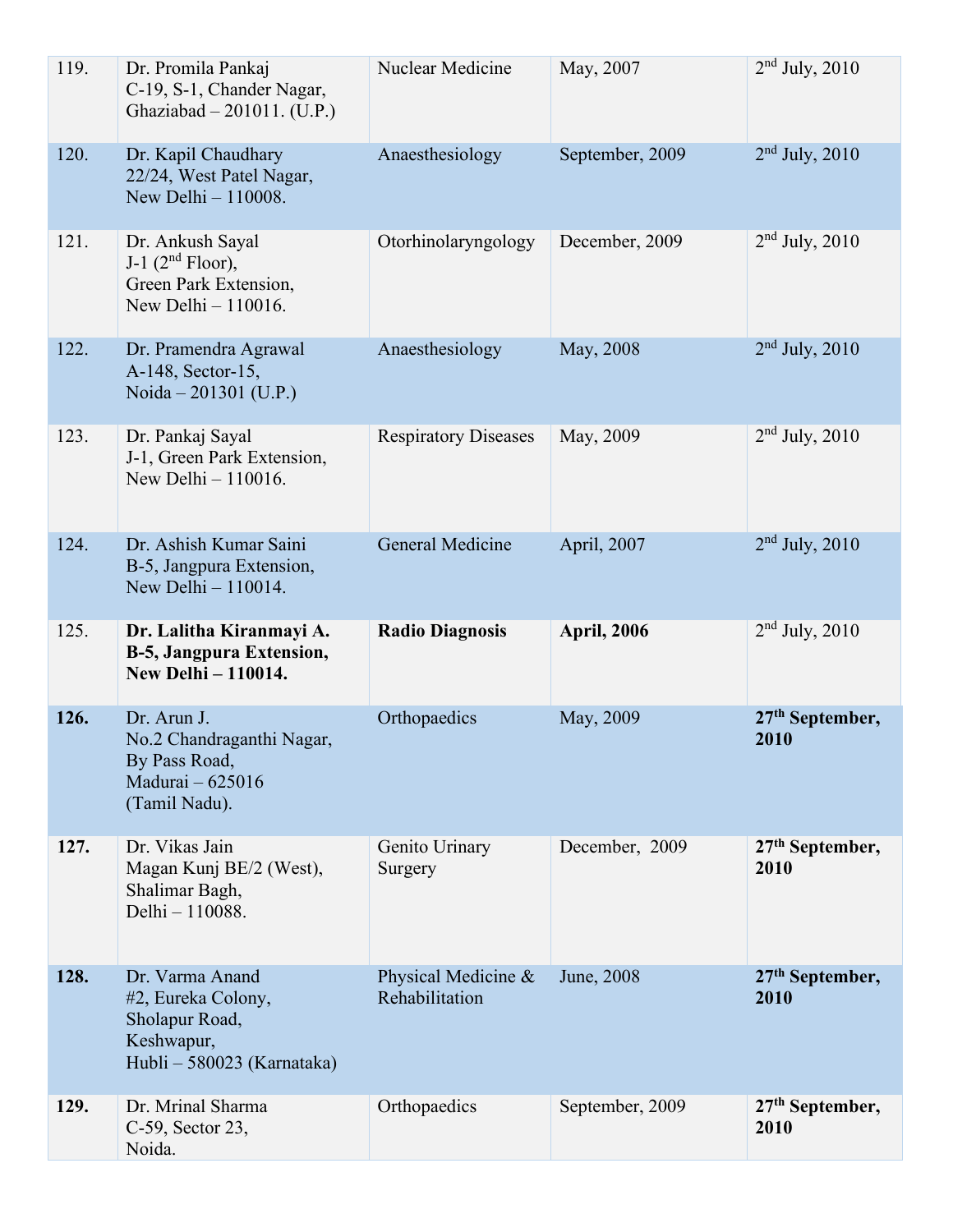| | | | | |
|---|---|---|---|---|
| 119. | Dr. Promila Pankaj<br>C-19, S-1, Chander Nagar,<br>Ghaziabad – 201011. (U.P.) | Nuclear Medicine | May, 2007 | 2nd July, 2010 |
| 120. | Dr. Kapil Chaudhary<br>22/24, West Patel Nagar,<br>New Delhi – 110008. | Anaesthesiology | September, 2009 | 2nd July, 2010 |
| 121. | Dr. Ankush Sayal<br>J-1 (2nd Floor),<br>Green Park Extension,<br>New Delhi – 110016. | Otorhinolaryngology | December, 2009 | 2nd July, 2010 |
| 122. | Dr. Pramendra Agrawal<br>A-148, Sector-15,<br>Noida – 201301 (U.P.) | Anaesthesiology | May, 2008 | 2nd July, 2010 |
| 123. | Dr. Pankaj Sayal<br>J-1, Green Park Extension,<br>New Delhi – 110016. | Respiratory Diseases | May, 2009 | 2nd July, 2010 |
| 124. | Dr. Ashish Kumar Saini<br>B-5, Jangpura Extension,<br>New Delhi – 110014. | General Medicine | April, 2007 | 2nd July, 2010 |
| 125. | **Dr. Lalitha Kiranmayi A.<br>B-5, Jangpura Extension,<br>New Delhi – 110014.** | **Radio Diagnosis** | **April, 2006** | 2nd July, 2010 |
| **126.** | Dr. Arun J.<br>No.2 Chandraganthi Nagar,<br>By Pass Road,<br>Madurai – 625016<br>(Tamil Nadu). | Orthopaedics | May, 2009 | **27th September, 2010** |
| **127.** | Dr. Vikas Jain<br>Magan Kunj BE/2 (West),<br>Shalimar Bagh,<br>Delhi – 110088. | Genito Urinary Surgery | December, 2009 | **27th September, 2010** |
| **128.** | Dr. Varma Anand<br>#2, Eureka Colony,<br>Sholapur Road,<br>Keshwapur,<br>Hubli – 580023 (Karnataka) | Physical Medicine & Rehabilitation | June, 2008 | **27th September, 2010** |
| **129.** | Dr. Mrinal Sharma<br>C-59, Sector 23,<br>Noida. | Orthopaedics | September, 2009 | **27th September, 2010** |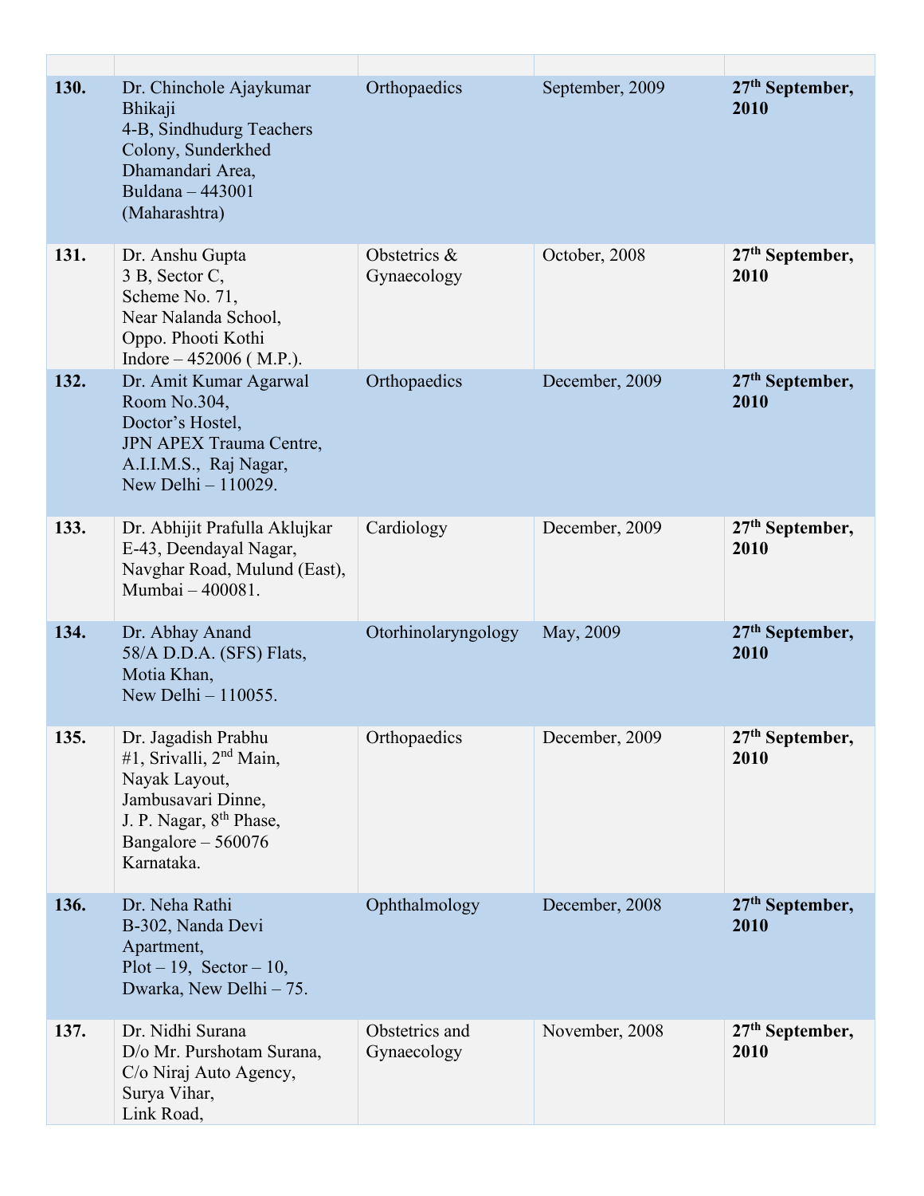| | | | | |
|---|---|---|---|---|
| **130.** | Dr. Chinchole Ajaykumar Bhikaji<br>4-B, Sindhudurg Teachers Colony, Sunderkhed Dhamandari Area,<br>Buldana – 443001 (Maharashtra) | Orthopaedics | September, 2009 | **27th September, 2010** |
| **131.** | Dr. Anshu Gupta<br>3 B, Sector C,<br>Scheme No. 71,<br>Near Nalanda School,<br>Oppo. Phooti Kothi<br>Indore – 452006 ( M.P.). | Obstetrics & Gynaecology | October, 2008 | **27th September, 2010** |
| **132.** | Dr. Amit Kumar Agarwal<br>Room No.304,<br>Doctor's Hostel,<br>JPN APEX Trauma Centre,<br>A.I.I.M.S., Raj Nagar,<br>New Delhi – 110029. | Orthopaedics | December, 2009 | **27th September, 2010** |
| **133.** | Dr. Abhijit Prafulla Aklujkar<br>E-43, Deendayal Nagar,<br>Navghar Road, Mulund (East),<br>Mumbai – 400081. | Cardiology | December, 2009 | **27th September, 2010** |
| **134.** | Dr. Abhay Anand<br>58/A D.D.A. (SFS) Flats,<br>Motia Khan,<br>New Delhi – 110055. | Otorhinolaryngology | May, 2009 | **27th September, 2010** |
| **135.** | Dr. Jagadish Prabhu<br>#1, Srivalli, 2nd Main,<br>Nayak Layout,<br>Jambusavari Dinne,<br>J. P. Nagar, 8th Phase,<br>Bangalore – 560076<br>Karnataka. | Orthopaedics | December, 2009 | **27th September, 2010** |
| **136.** | Dr. Neha Rathi<br>B-302, Nanda Devi Apartment,<br>Plot – 19, Sector – 10,<br>Dwarka, New Delhi – 75. | Ophthalmology | December, 2008 | **27th September, 2010** |
| **137.** | Dr. Nidhi Surana<br>D/o Mr. Purshotam Surana,<br>C/o Niraj Auto Agency,<br>Surya Vihar,<br>Link Road, | Obstetrics and Gynaecology | November, 2008 | **27th September, 2010** |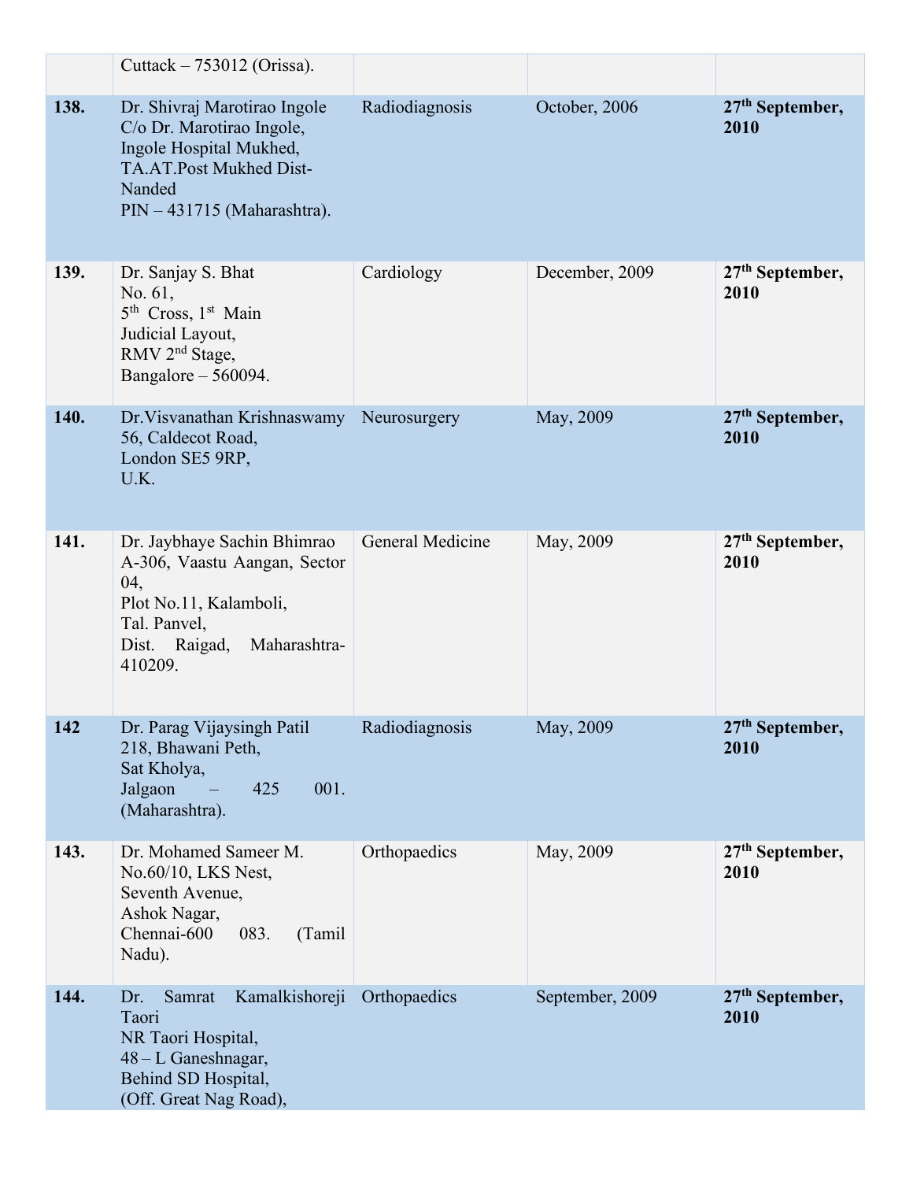| | | | | |
|---|---|---|---|---|
| | Cuttack – 753012 (Orissa). | | | |
| **138.** | Dr. Shivraj Marotirao Ingole<br>C/o Dr. Marotirao Ingole,<br>Ingole Hospital Mukhed,<br>TA.AT.Post Mukhed Dist-Nanded<br>PIN – 431715 (Maharashtra). | Radiodiagnosis | October, 2006 | **27th September, 2010** |
| **139.** | Dr. Sanjay S. Bhat<br>No. 61,<br>5th Cross, 1st Main<br>Judicial Layout,<br>RMV 2nd Stage,<br>Bangalore – 560094. | Cardiology | December, 2009 | **27th September, 2010** |
| **140.** | Dr.Visvanathan Krishnaswamy<br>56, Caldecot Road,<br>London SE5 9RP,<br>U.K. | Neurosurgery | May, 2009 | **27th September, 2010** |
| **141.** | Dr. Jaybhaye Sachin Bhimrao<br>A-306, Vaastu Aangan, Sector 04,<br>Plot No.11, Kalamboli,<br>Tal. Panvel,<br>Dist. Raigad, Maharashtra-410209. | General Medicine | May, 2009 | **27th September, 2010** |
| **142** | Dr. Parag Vijaysingh Patil<br>218, Bhawani Peth,<br>Sat Kholya,<br>Jalgaon – 425 001. (Maharashtra). | Radiodiagnosis | May, 2009 | **27th September, 2010** |
| **143.** | Dr. Mohamed Sameer M.<br>No.60/10, LKS Nest,<br>Seventh Avenue,<br>Ashok Nagar,<br>Chennai-600 083. (Tamil Nadu). | Orthopaedics | May, 2009 | **27th September, 2010** |
| **144.** | Dr. Samrat Kamalkishoreji Taori<br>NR Taori Hospital,<br>48 – L Ganeshnagar,<br>Behind SD Hospital,<br>(Off. Great Nag Road), | Orthopaedics | September, 2009 | **27th September, 2010** |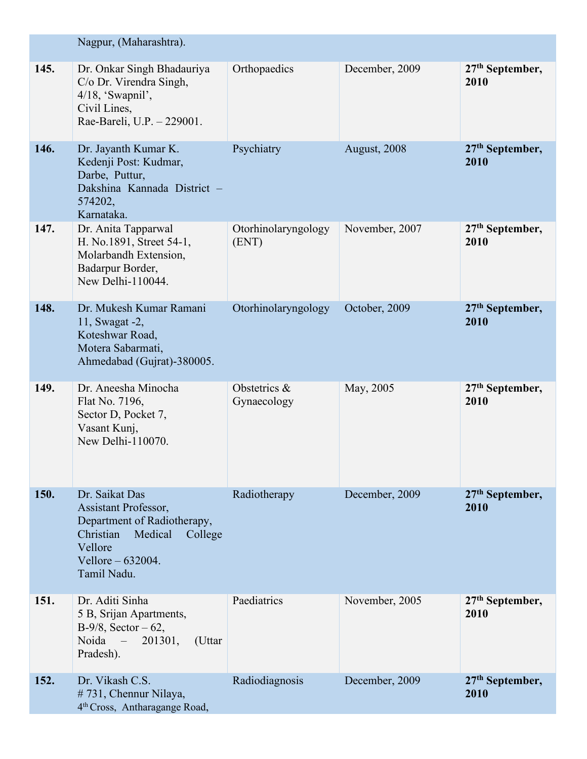| | | | | |
|---|---|---|---|---|
| | Nagpur, (Maharashtra). | | | |
| **145.** | Dr. Onkar Singh Bhadauriya<br>C/o Dr. Virendra Singh,<br>4/18, 'Swapnil',<br>Civil Lines,<br>Rae-Bareli, U.P. – 229001. | Orthopaedics | December, 2009 | **27th September, 2010** |
| **146.** | Dr. Jayanth Kumar K.<br>Kedenji Post: Kudmar,<br>Darbe, Puttur,<br>Dakshina Kannada District – 574202,<br>Karnataka. | Psychiatry | August, 2008 | **27th September, 2010** |
| **147.** | Dr. Anita Tapparwal<br>H. No.1891, Street 54-1,<br>Molarbandh Extension,<br>Badarpur Border,<br>New Delhi-110044. | Otorhinolaryngology (ENT) | November, 2007 | **27th September, 2010** |
| **148.** | Dr. Mukesh Kumar Ramani<br>11, Swagat -2,<br>Koteshwar Road,<br>Motera Sabarmati,<br>Ahmedabad (Gujrat)-380005. | Otorhinolaryngology | October, 2009 | **27th September, 2010** |
| **149.** | Dr. Aneesha Minocha<br>Flat No. 7196,<br>Sector D, Pocket 7,<br>Vasant Kunj,<br>New Delhi-110070. | Obstetrics & Gynaecology | May, 2005 | **27th September, 2010** |
| **150.** | Dr. Saikat Das<br>Assistant Professor,<br>Department of Radiotherapy,<br>Christian Medical College Vellore<br>Vellore – 632004.<br>Tamil Nadu. | Radiotherapy | December, 2009 | **27th September, 2010** |
| **151.** | Dr. Aditi Sinha<br>5 B, Srijan Apartments,<br>B-9/8, Sector – 62,<br>Noida – 201301, (Uttar Pradesh). | Paediatrics | November, 2005 | **27th September, 2010** |
| **152.** | Dr. Vikash C.S.<br># 731, Chennur Nilaya,<br>4th Cross, Antharagange Road, | Radiodiagnosis | December, 2009 | **27th September, 2010** |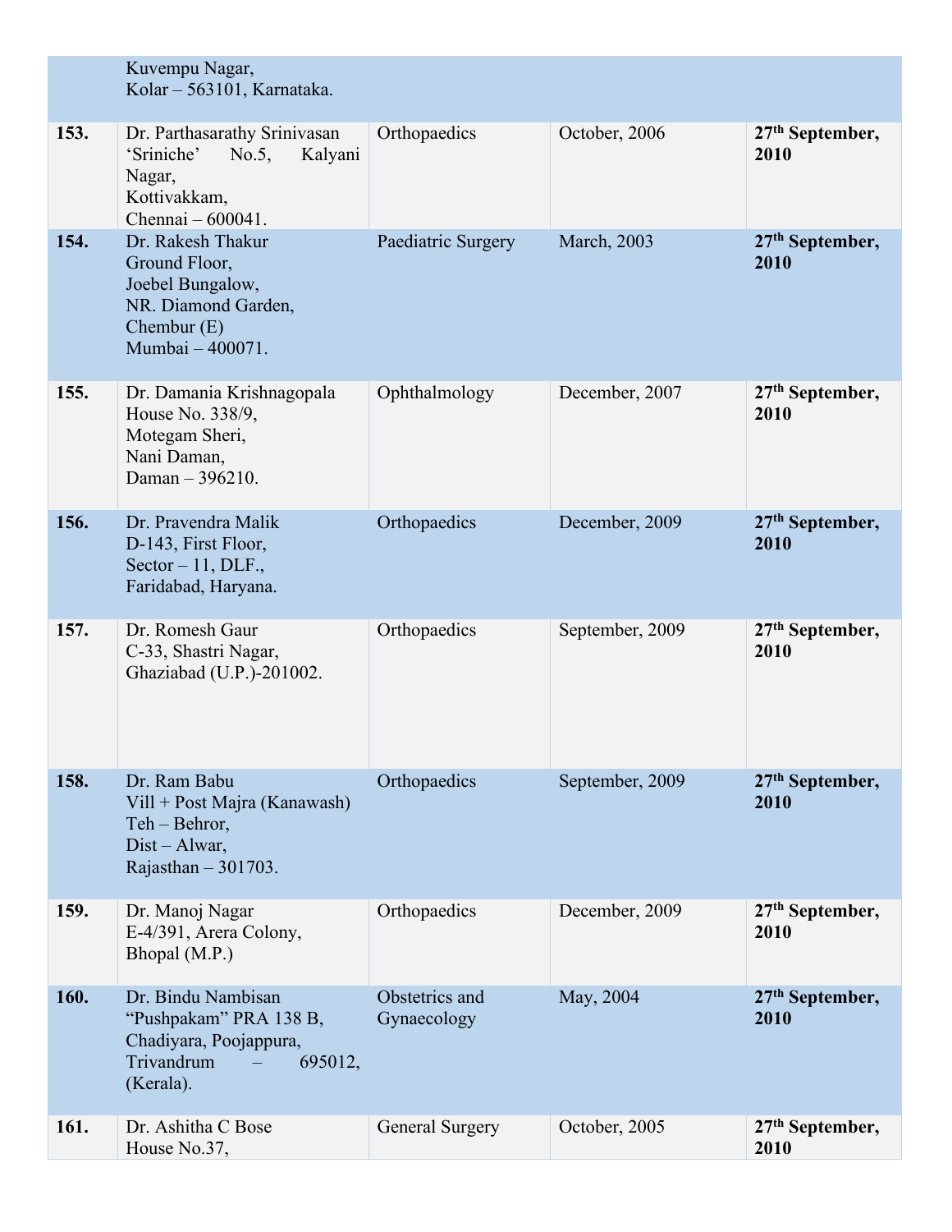| | | | | |
|---|---|---|---|---|
| | Kuvempu Nagar, Kolar – 563101, Karnataka. | | | |
| **153.** | Dr. Parthasarathy Srinivasan ‘Sriniche’ No.5, Kalyani Nagar, Kottivakkam, Chennai – 600041. | Orthopaedics | October, 2006 | **27th September, 2010** |
| **154.** | Dr. Rakesh Thakur Ground Floor, Joebel Bungalow, NR. Diamond Garden, Chembur (E) Mumbai – 400071. | Paediatric Surgery | March, 2003 | **27th September, 2010** |
| **155.** | Dr. Damania Krishnagopala House No. 338/9, Motegam Sheri, Nani Daman, Daman – 396210. | Ophthalmology | December, 2007 | **27th September, 2010** |
| **156.** | Dr. Pravendra Malik D-143, First Floor, Sector – 11, DLF., Faridabad, Haryana. | Orthopaedics | December, 2009 | **27th September, 2010** |
| **157.** | Dr. Romesh Gaur C-33, Shastri Nagar, Ghaziabad (U.P.)-201002. | Orthopaedics | September, 2009 | **27th September, 2010** |
| **158.** | Dr. Ram Babu Vill + Post Majra (Kanawash) Teh – Behror, Dist – Alwar, Rajasthan – 301703. | Orthopaedics | September, 2009 | **27th September, 2010** |
| **159.** | Dr. Manoj Nagar E-4/391, Arera Colony, Bhopal (M.P.) | Orthopaedics | December, 2009 | **27th September, 2010** |
| **160.** | Dr. Bindu Nambisan “Pushpakam” PRA 138 B, Chadiyara, Poojappura, Trivandrum – 695012, (Kerala). | Obstetrics and Gynaecology | May, 2004 | **27th September, 2010** |
| **161.** | Dr. Ashitha C Bose House No.37, | General Surgery | October, 2005 | **27th September, 2010** |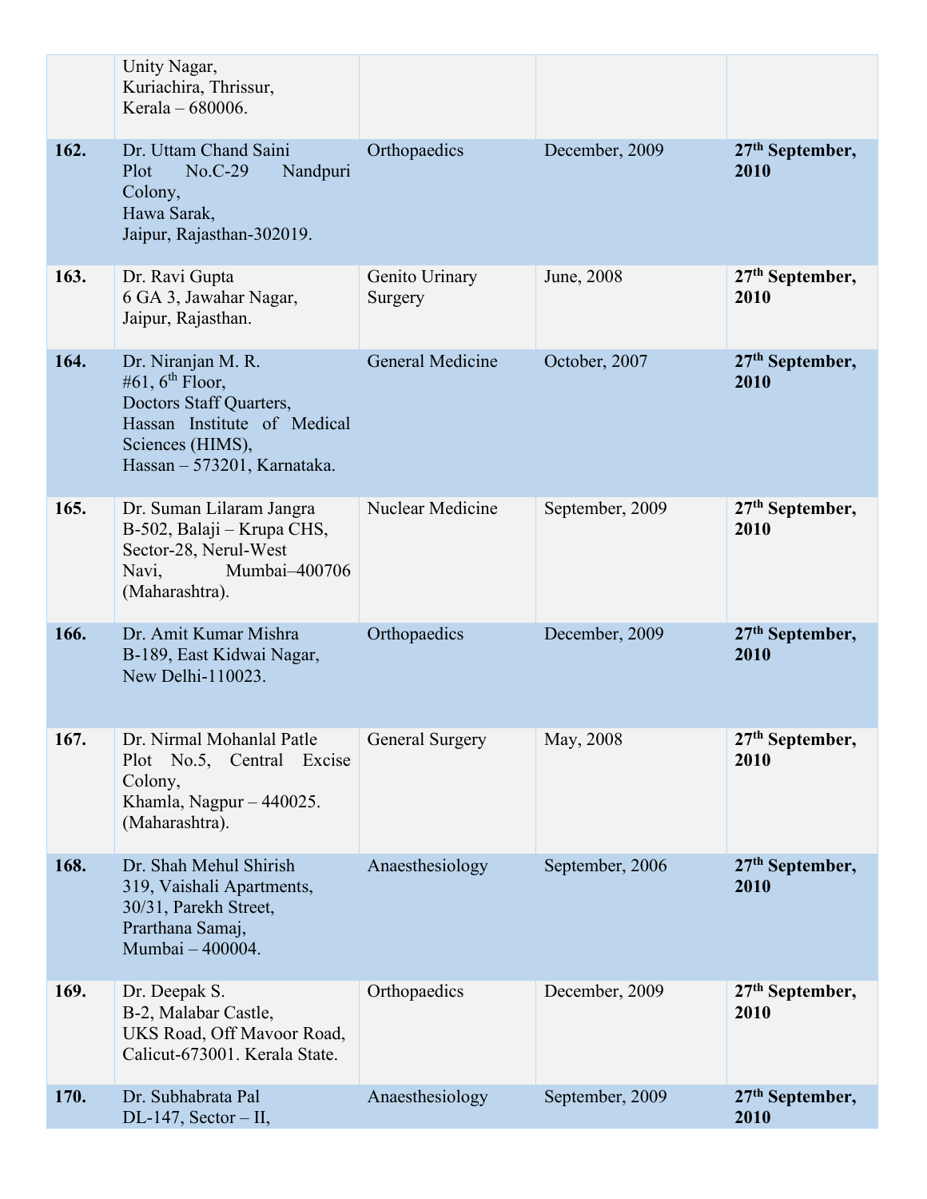| | | | | |
|---|---|---|---|---|
| | Unity Nagar, Kuriachira, Thrissur, Kerala – 680006. | | | |
| **162.** | Dr. Uttam Chand Saini Plot No.C-29 Nandpuri Colony, Hawa Sarak, Jaipur, Rajasthan-302019. | Orthopaedics | December, 2009 | **27th September, 2010** |
| **163.** | Dr. Ravi Gupta 6 GA 3, Jawahar Nagar, Jaipur, Rajasthan. | Genito Urinary Surgery | June, 2008 | **27th September, 2010** |
| **164.** | Dr. Niranjan M. R. #61, 6th Floor, Doctors Staff Quarters, Hassan Institute of Medical Sciences (HIMS), Hassan – 573201, Karnataka. | General Medicine | October, 2007 | **27th September, 2010** |
| **165.** | Dr. Suman Lilaram Jangra B-502, Balaji – Krupa CHS, Sector-28, Nerul-West Navi, Mumbai–400706 (Maharashtra). | Nuclear Medicine | September, 2009 | **27th September, 2010** |
| **166.** | Dr. Amit Kumar Mishra B-189, East Kidwai Nagar, New Delhi-110023. | Orthopaedics | December, 2009 | **27th September, 2010** |
| **167.** | Dr. Nirmal Mohanlal Patle Plot No.5, Central Excise Colony, Khamla, Nagpur – 440025. (Maharashtra). | General Surgery | May, 2008 | **27th September, 2010** |
| **168.** | Dr. Shah Mehul Shirish 319, Vaishali Apartments, 30/31, Parekh Street, Prarthana Samaj, Mumbai – 400004. | Anaesthesiology | September, 2006 | **27th September, 2010** |
| **169.** | Dr. Deepak S. B-2, Malabar Castle, UKS Road, Off Mavoor Road, Calicut-673001. Kerala State. | Orthopaedics | December, 2009 | **27th September, 2010** |
| **170.** | Dr. Subhabrata Pal DL-147, Sector – II, | Anaesthesiology | September, 2009 | **27th September, 2010** |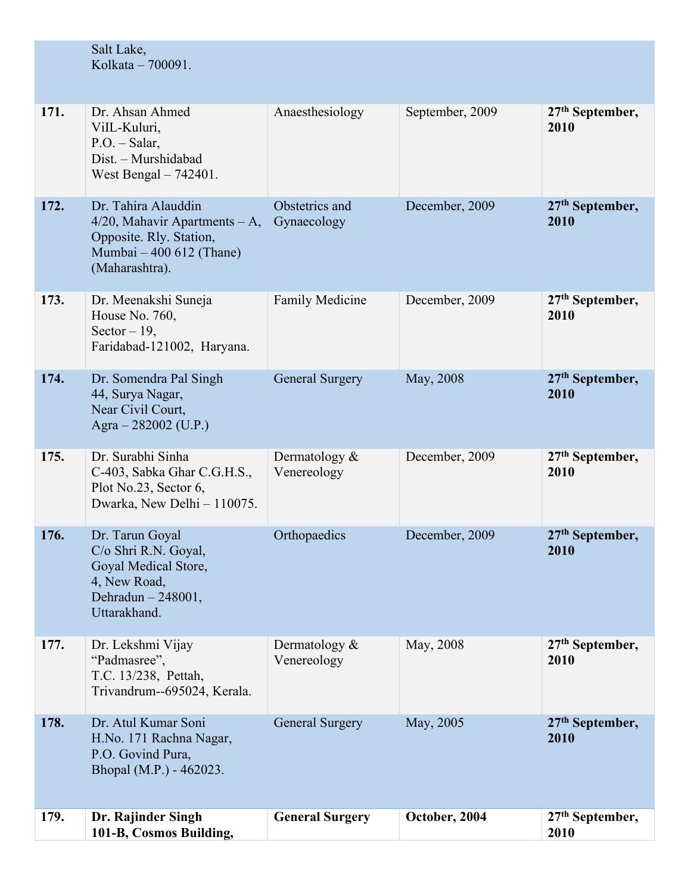| | | | | |
|---|---|---|---|---|
| | Salt Lake,<br>Kolkata – 700091. | | | |
| **171.** | Dr. Ahsan Ahmed<br>ViIL-Kuluri,<br>P.O. – Salar,<br>Dist. – Murshidabad<br>West Bengal – 742401. | Anaesthesiology | September, 2009 | **27th September, 2010** |
| **172.** | Dr. Tahira Alauddin<br>4/20, Mahavir Apartments – A,<br>Opposite. Rly. Station,<br>Mumbai – 400 612 (Thane)<br>(Maharashtra). | Obstetrics and Gynaecology | December, 2009 | **27th September, 2010** |
| **173.** | Dr. Meenakshi Suneja<br>House No. 760,<br>Sector – 19,<br>Faridabad-121002, Haryana. | Family Medicine | December, 2009 | **27th September, 2010** |
| **174.** | Dr. Somendra Pal Singh<br>44, Surya Nagar,<br>Near Civil Court,<br>Agra – 282002 (U.P.) | General Surgery | May, 2008 | **27th September, 2010** |
| **175.** | Dr. Surabhi Sinha<br>C-403, Sabka Ghar C.G.H.S.,<br>Plot No.23, Sector 6,<br>Dwarka, New Delhi – 110075. | Dermatology & Venereology | December, 2009 | **27th September, 2010** |
| **176.** | Dr. Tarun Goyal<br>C/o Shri R.N. Goyal,<br>Goyal Medical Store,<br>4, New Road,<br>Dehradun – 248001,<br>Uttarakhand. | Orthopaedics | December, 2009 | **27th September, 2010** |
| **177.** | Dr. Lekshmi Vijay<br>"Padmasree",<br>T.C. 13/238, Pettah,<br>Trivandrum--695024, Kerala. | Dermatology & Venereology | May, 2008 | **27th September, 2010** |
| **178.** | Dr. Atul Kumar Soni<br>H.No. 171 Rachna Nagar,<br>P.O. Govind Pura,<br>Bhopal (M.P.) - 462023. | General Surgery | May, 2005 | **27th September, 2010** |
| **179.** | **Dr. Rajinder Singh<br>101-B, Cosmos Building,** | **General Surgery** | **October, 2004** | **27th September, 2010** |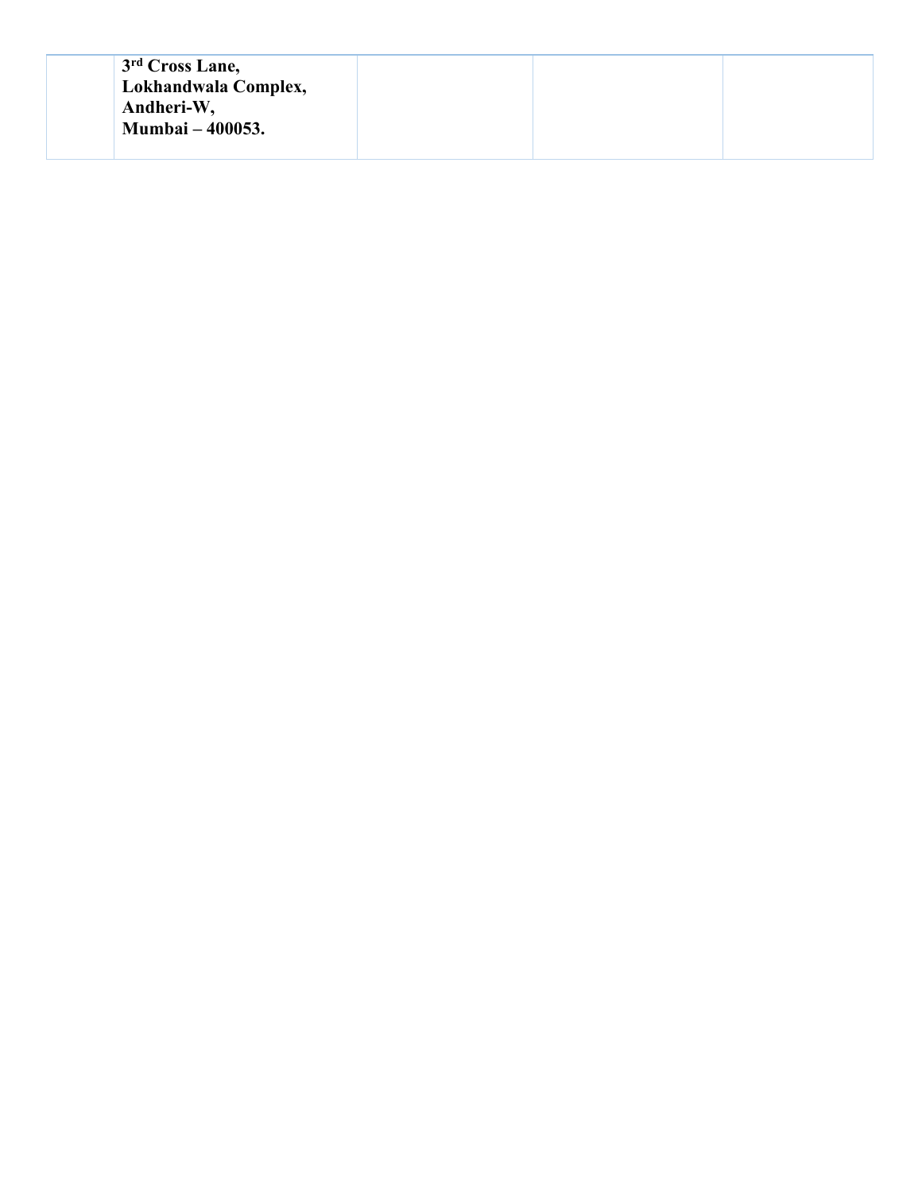| | | | | |
|---|---|---|---|---|
| | **3rd Cross Lane, Lokhandwala Complex, Andheri-W, Mumbai – 400053.** | | | |